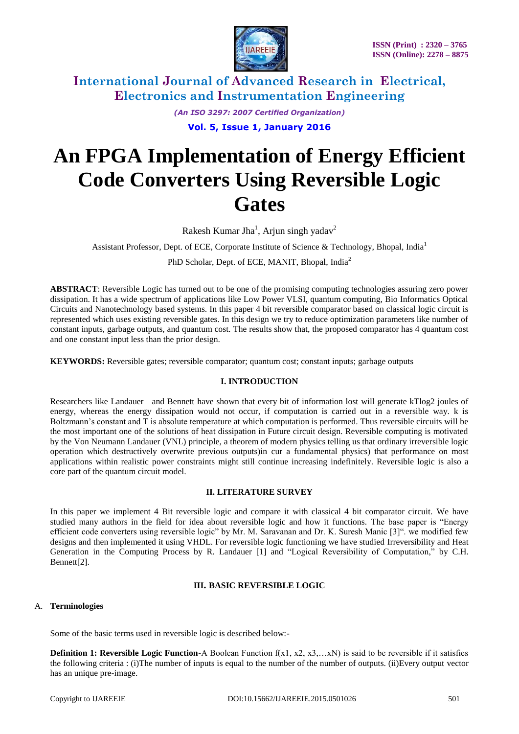# An FPGA Implementation of Energy Efficient Code Converters Using Reversible Logic Gates

Rakesh Kumar Jha[1], Arjun singh yadav[2]

Assistant Professor, Dept. of ECE, Corporate Institute of Science & Technology, Bhopal, India[1]

PhD Scholar, Dept. of ECE, MANIT, Bhopal, India[2]

**ABSTRACT**: Reversible Logic has turned out to be one of the promising computing technologies assuring zero power dissipation. It has a wide spectrum of applications like Low Power VLSI, quantum computing, Bio Informatics Optical Circuits and Nanotechnology based systems. In this paper 4 bit reversible comparator based on classical logic circuit is represented which uses existing reversible gates. In this design we try to reduce optimization parameters like number of constant inputs, garbage outputs, and quantum cost. The results show that, the proposed comparator has 4 quantum cost and one constant input less than the prior design.

**KEYWORDS:** Reversible gates; reversible comparator; quantum cost; constant inputs; garbage outputs

## I. INTRODUCTION

Researchers like Landauer and Bennett have shown that every bit of information lost will generate kTlog2 joules of energy, whereas the energy dissipation would not occur, if computation is carried out in a reversible way. k is Boltzmann's constant and T is absolute temperature at which computation is performed. Thus reversible circuits will be the most important one of the solutions of heat dissipation in Future circuit design. Reversible computing is motivated by the Von Neumann Landauer (VNL) principle, a theorem of modern physics telling us that ordinary irreversible logic operation which destructively overwrite previous outputs)in cur a fundamental physics) that performance on most applications within realistic power constraints might still continue increasing indefinitely. Reversible logic is also a core part of the quantum circuit model.

## II. LITERATURE SURVEY

In this paper we implement 4 Bit reversible logic and compare it with classical 4 bit comparator circuit. We have studied many authors in the field for idea about reversible logic and how it functions. The base paper is "Energy efficient code converters using reversible logic" by Mr. M. Saravanan and Dr. K. Suresh Manic [3]". we modified few designs and then implemented it using VHDL. For reversible logic functioning we have studied Irreversibility and Heat Generation in the Computing Process by R. Landauer [1] and "Logical Reversibility of Computation," by C.H. Bennett[2].

## III. BASIC REVERSIBLE LOGIC

### A. Terminologies

Some of the basic terms used in reversible logic is described below:-

**Definition 1: Reversible Logic Function**-A Boolean Function f(x1, x2, x3,…xN) is said to be reversible if it satisfies the following criteria : (i)The number of inputs is equal to the number of the number of outputs. (ii)Every output vector has an unique pre-image.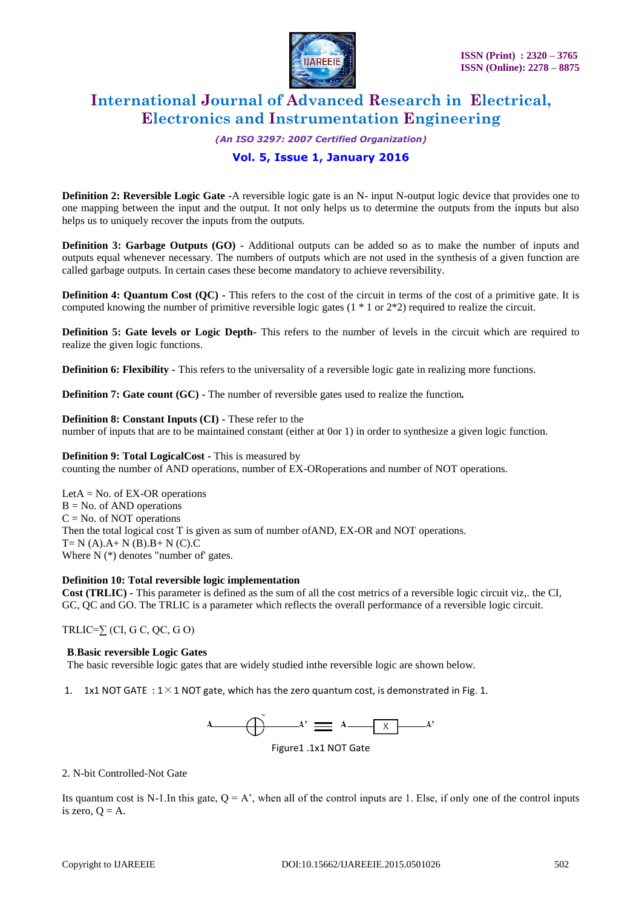**Definition 2: Reversible Logic Gate** -A reversible logic gate is an N- input N-output logic device that provides one to one mapping between the input and the output. It not only helps us to determine the outputs from the inputs but also helps us to uniquely recover the inputs from the outputs.

**Definition 3: Garbage Outputs (GO)** - Additional outputs can be added so as to make the number of inputs and outputs equal whenever necessary. The numbers of outputs which are not used in the synthesis of a given function are called garbage outputs. In certain cases these become mandatory to achieve reversibility.

**Definition 4: Quantum Cost (QC)** - This refers to the cost of the circuit in terms of the cost of a primitive gate. It is computed knowing the number of primitive reversible logic gates (1 * 1 or 2*2) required to realize the circuit.

**Definition 5: Gate levels or Logic Depth**- This refers to the number of levels in the circuit which are required to realize the given logic functions.

**Definition 6: Flexibility** - This refers to the universality of a reversible logic gate in realizing more functions.

**Definition 7: Gate count (GC)** - The number of reversible gates used to realize the function**.**

**Definition 8: Constant Inputs (CI)** - These refer to the number of inputs that are to be maintained constant (either at 0or 1) in order to synthesize a given logic function.

**Definition 9: Total LogicalCost** - This is measured by counting the number of AND operations, number of EX-ORoperations and number of NOT operations.

LetA = No. of EX-OR operations
B = No. of AND operations
C = No. of NOT operations
Then the total logical cost T is given as sum of number ofAND, EX-OR and NOT operations.
T= N (A).A+ N (B).B+ N (C).C
Where N (*) denotes "number of' gates.

**Definition 10: Total reversible logic implementation Cost (TRLIC)** - This parameter is defined as the sum of all the cost metrics of a reversible logic circuit viz,. the CI, GC, QC and GO. The TRLIC is a parameter which reflects the overall performance of a reversible logic circuit.

TRLIC=∑ (CI, G C, QC, G O)

**B.Basic reversible Logic Gates**

The basic reversible logic gates that are widely studied inthe reversible logic are shown below.

1. 1x1 NOT GATE : 1×1 NOT gate, which has the zero quantum cost, is demonstrated in Fig. 1.

Figure1 .1x1 NOT Gate

2. N-bit Controlled-Not Gate

Its quantum cost is N-1.In this gate, Q = A', when all of the control inputs are 1. Else, if only one of the control inputs is zero, Q = A.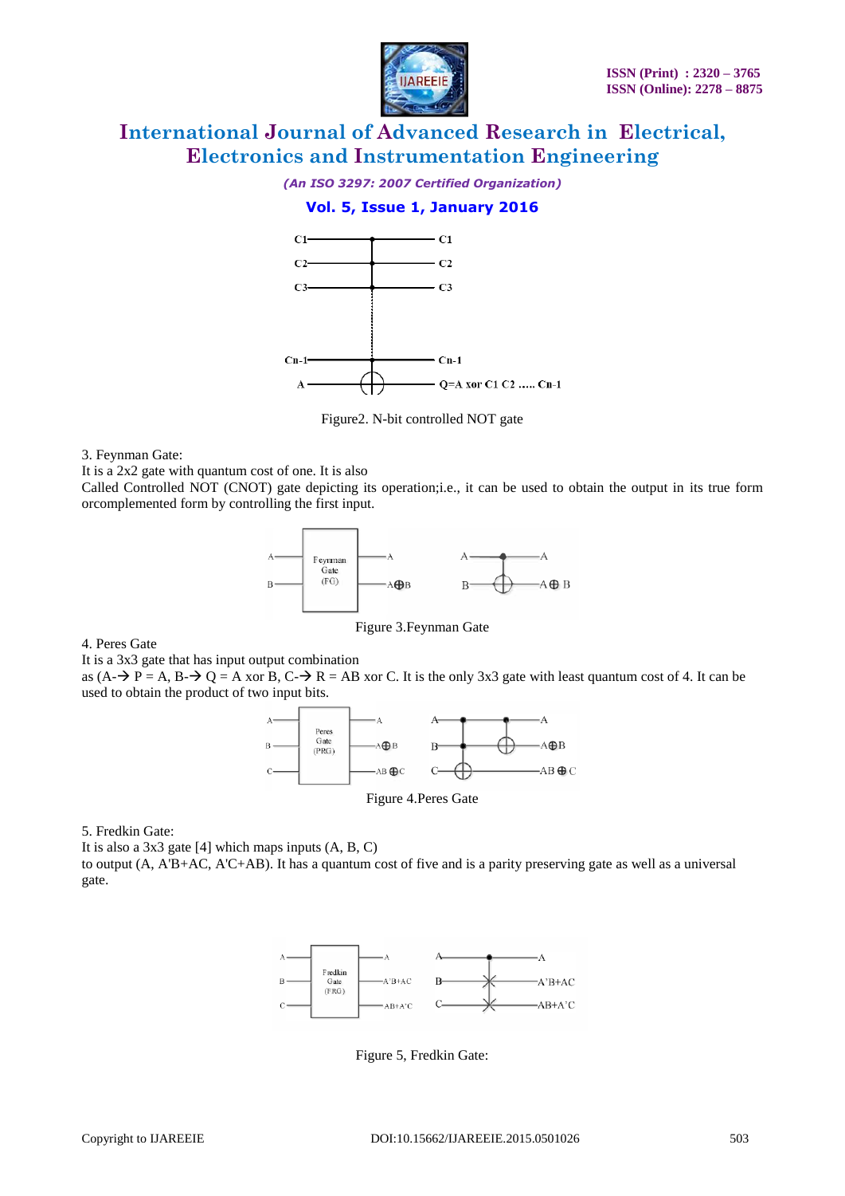Figure2. N-bit controlled NOT gate

3. Feynman Gate:

It is a 2x2 gate with quantum cost of one. It is also

Called Controlled NOT (CNOT) gate depicting its operation;i.e., it can be used to obtain the output in its true form orcomplemented form by controlling the first input.

Figure 3.Feynman Gate

4. Peres Gate

It is a 3x3 gate that has input output combination

as (A-→ P = A, B-→ Q = A xor B, C-→ R = AB xor C. It is the only 3x3 gate with least quantum cost of 4. It can be used to obtain the product of two input bits.

Figure 4.Peres Gate

5. Fredkin Gate:

It is also a 3x3 gate [4] which maps inputs (A, B, C)

to output (A, A'B+AC, A'C+AB). It has a quantum cost of five and is a parity preserving gate as well as a universal gate.

Figure 5, Fredkin Gate: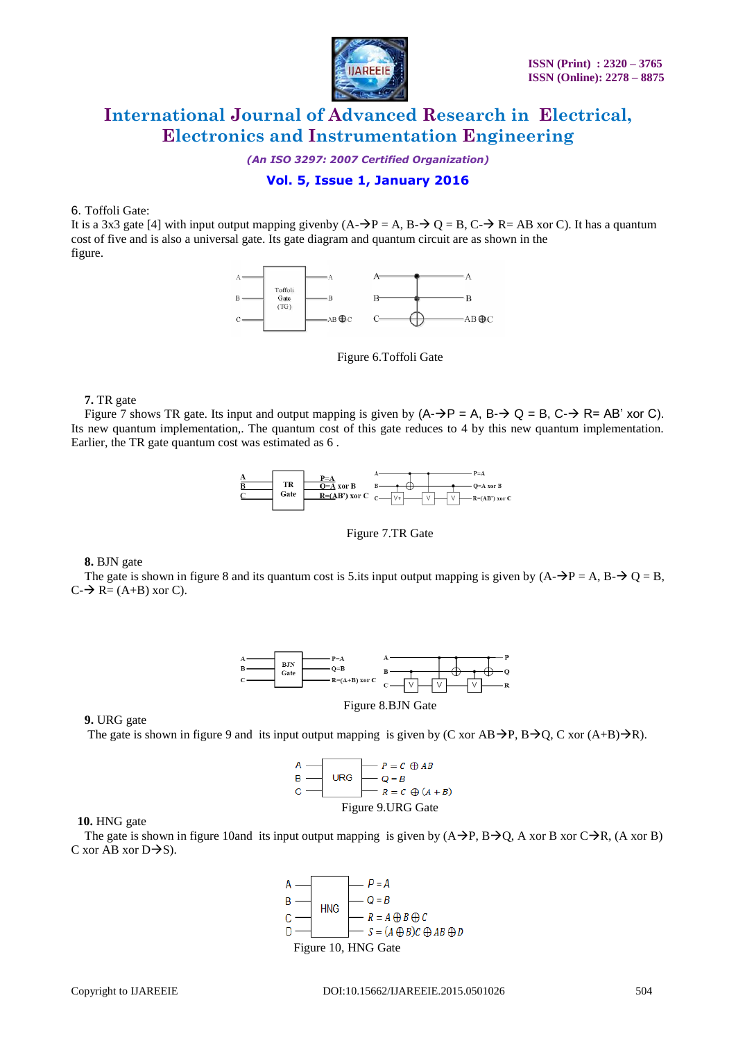6. Toffoli Gate:

It is a 3x3 gate [4] with input output mapping givenby (A-→P = A, B-→ Q = B, C-→ R= AB xor C). It has a quantum cost of five and is also a universal gate. Its gate diagram and quantum circuit are as shown in the figure.

Figure 6.Toffoli Gate

**7.** TR gate

Figure 7 shows TR gate. Its input and output mapping is given by (A-→P = A, B-→ Q = B, C-→ R= AB' xor C). Its new quantum implementation,. The quantum cost of this gate reduces to 4 by this new quantum implementation. Earlier, the TR gate quantum cost was estimated as 6 .

Figure 7.TR Gate

**8.** BJN gate

The gate is shown in figure 8 and its quantum cost is 5.its input output mapping is given by (A-→P = A, B-→ Q = B, C-→ R= (A+B) xor C).

Figure 8.BJN Gate

**9.** URG gate

The gate is shown in figure 9 and its input output mapping is given by (C xor AB→P, B→Q, C xor (A+B)→R).

Figure 9.URG Gate

**10.** HNG gate

The gate is shown in figure 10and its input output mapping is given by (A→P, B→Q, A xor B xor C→R, (A xor B) C xor AB xor D→S).

Figure 10, HNG Gate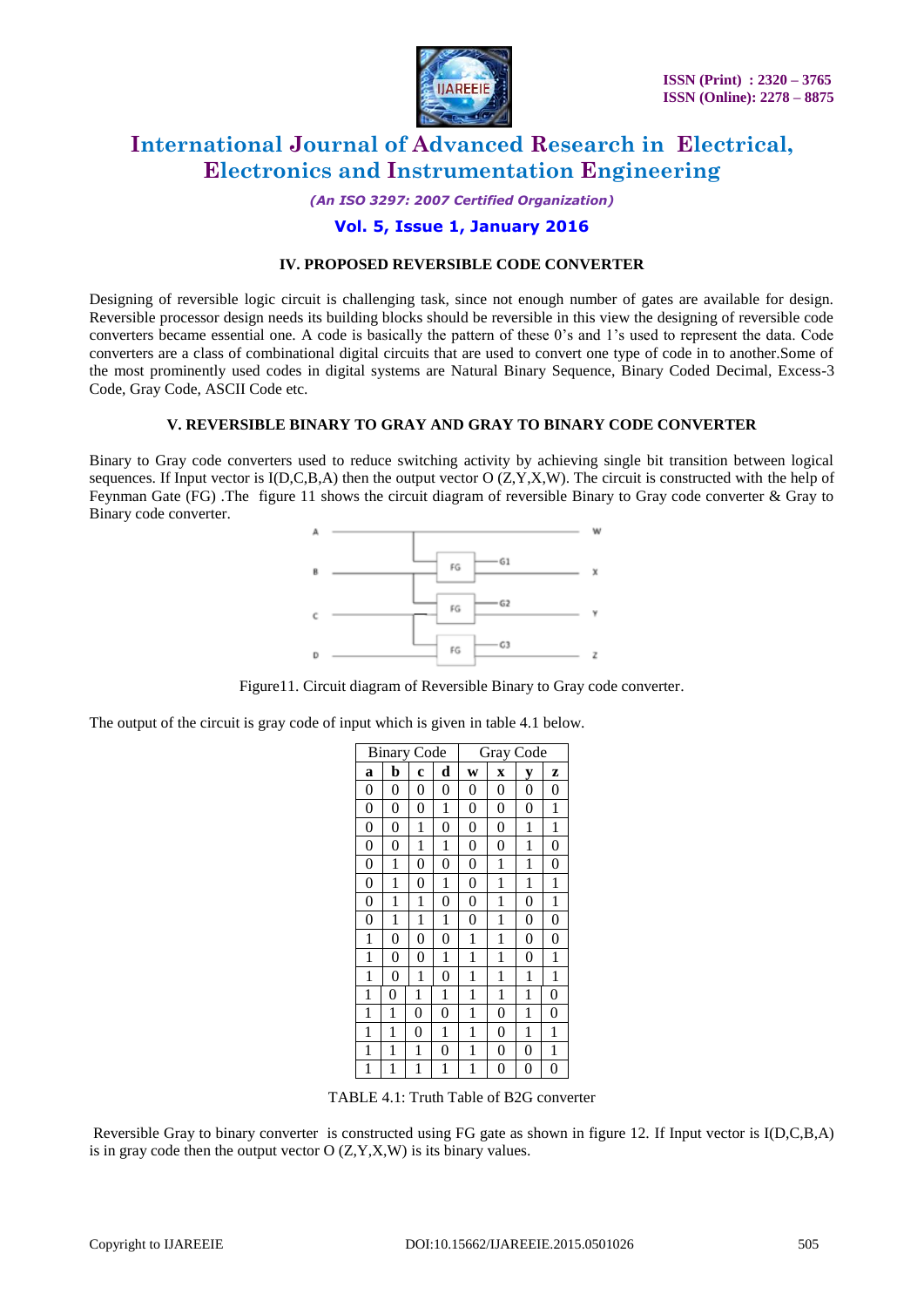## IV. PROPOSED REVERSIBLE CODE CONVERTER

Designing of reversible logic circuit is challenging task, since not enough number of gates are available for design. Reversible processor design needs its building blocks should be reversible in this view the designing of reversible code converters became essential one. A code is basically the pattern of these 0's and 1's used to represent the data. Code converters are a class of combinational digital circuits that are used to convert one type of code in to another.Some of the most prominently used codes in digital systems are Natural Binary Sequence, Binary Coded Decimal, Excess-3 Code, Gray Code, ASCII Code etc.

## V. REVERSIBLE BINARY TO GRAY AND GRAY TO BINARY CODE CONVERTER

Binary to Gray code converters used to reduce switching activity by achieving single bit transition between logical sequences. If Input vector is I(D,C,B,A) then the output vector O (Z,Y,X,W). The circuit is constructed with the help of Feynman Gate (FG) .The figure 11 shows the circuit diagram of reversible Binary to Gray code converter & Gray to Binary code converter.

Figure11. Circuit diagram of Reversible Binary to Gray code converter.

The output of the circuit is gray code of input which is given in table 4.1 below.

| Binary Code | | | | Gray Code | | | |
|---|---|---|---|---|---|---|---|
| a | b | c | d | w | x | y | z |
| 0 | 0 | 0 | 0 | 0 | 0 | 0 | 0 |
| 0 | 0 | 0 | 1 | 0 | 0 | 0 | 1 |
| 0 | 0 | 1 | 0 | 0 | 0 | 1 | 1 |
| 0 | 0 | 1 | 1 | 0 | 0 | 1 | 0 |
| 0 | 1 | 0 | 0 | 0 | 1 | 1 | 0 |
| 0 | 1 | 0 | 1 | 0 | 1 | 1 | 1 |
| 0 | 1 | 1 | 0 | 0 | 1 | 0 | 1 |
| 0 | 1 | 1 | 1 | 0 | 1 | 0 | 0 |
| 1 | 0 | 0 | 0 | 1 | 1 | 0 | 0 |
| 1 | 0 | 0 | 1 | 1 | 1 | 0 | 1 |
| 1 | 0 | 1 | 0 | 1 | 1 | 1 | 1 |
| 1 | 0 | 1 | 1 | 1 | 1 | 1 | 0 |
| 1 | 1 | 0 | 0 | 1 | 0 | 1 | 0 |
| 1 | 1 | 0 | 1 | 1 | 0 | 1 | 1 |
| 1 | 1 | 1 | 0 | 1 | 0 | 0 | 1 |
| 1 | 1 | 1 | 1 | 1 | 0 | 0 | 0 |

TABLE 4.1: Truth Table of B2G converter

Reversible Gray to binary converter is constructed using FG gate as shown in figure 12. If Input vector is I(D,C,B,A) is in gray code then the output vector O (Z,Y,X,W) is its binary values.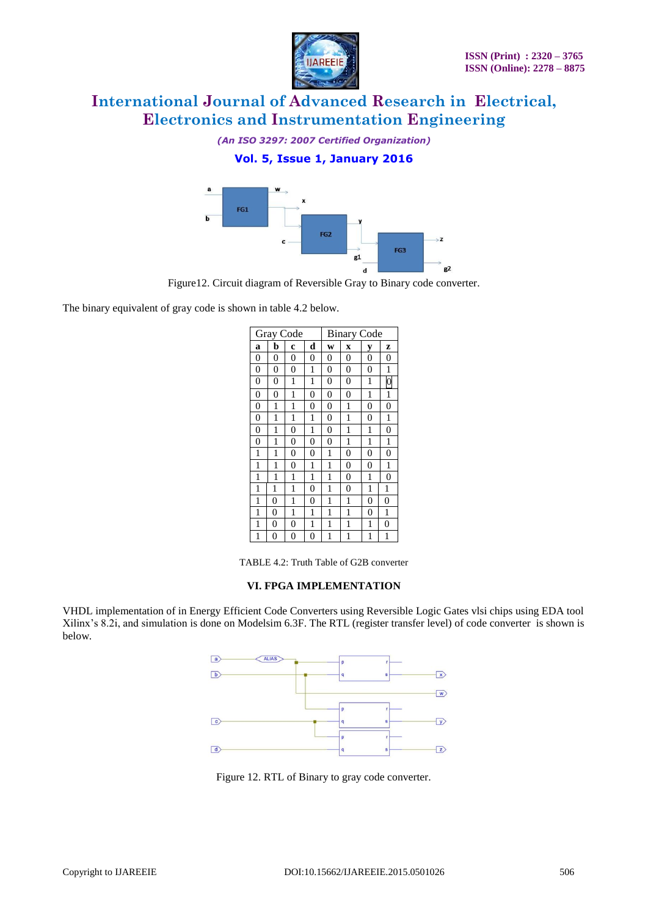Figure12. Circuit diagram of Reversible Gray to Binary code converter.

The binary equivalent of gray code is shown in table 4.2 below.

| Gray Code | | | | Binary Code | | | |
|---|---|---|---|---|---|---|---|
| a | b | c | d | w | x | y | z |
| 0 | 0 | 0 | 0 | 0 | 0 | 0 | 0 |
| 0 | 0 | 0 | 1 | 0 | 0 | 0 | 1 |
| 0 | 0 | 1 | 1 | 0 | 0 | 1 | 0 |
| 0 | 0 | 1 | 0 | 0 | 0 | 1 | 1 |
| 0 | 1 | 1 | 0 | 0 | 1 | 0 | 0 |
| 0 | 1 | 1 | 1 | 0 | 1 | 0 | 1 |
| 0 | 1 | 0 | 1 | 0 | 1 | 1 | 0 |
| 0 | 1 | 0 | 0 | 0 | 1 | 1 | 1 |
| 1 | 1 | 0 | 0 | 1 | 0 | 0 | 0 |
| 1 | 1 | 0 | 1 | 1 | 0 | 0 | 1 |
| 1 | 1 | 1 | 1 | 1 | 0 | 1 | 0 |
| 1 | 1 | 1 | 0 | 1 | 0 | 1 | 1 |
| 1 | 0 | 1 | 0 | 1 | 1 | 0 | 0 |
| 1 | 0 | 1 | 1 | 1 | 1 | 0 | 1 |
| 1 | 0 | 0 | 1 | 1 | 1 | 1 | 0 |
| 1 | 0 | 0 | 0 | 1 | 1 | 1 | 1 |

TABLE 4.2: Truth Table of G2B converter

## VI. FPGA IMPLEMENTATION

VHDL implementation of in Energy Efficient Code Converters using Reversible Logic Gates vlsi chips using EDA tool Xilinx's 8.2i, and simulation is done on Modelsim 6.3F. The RTL (register transfer level) of code converter is shown is below.

Figure 12. RTL of Binary to gray code converter.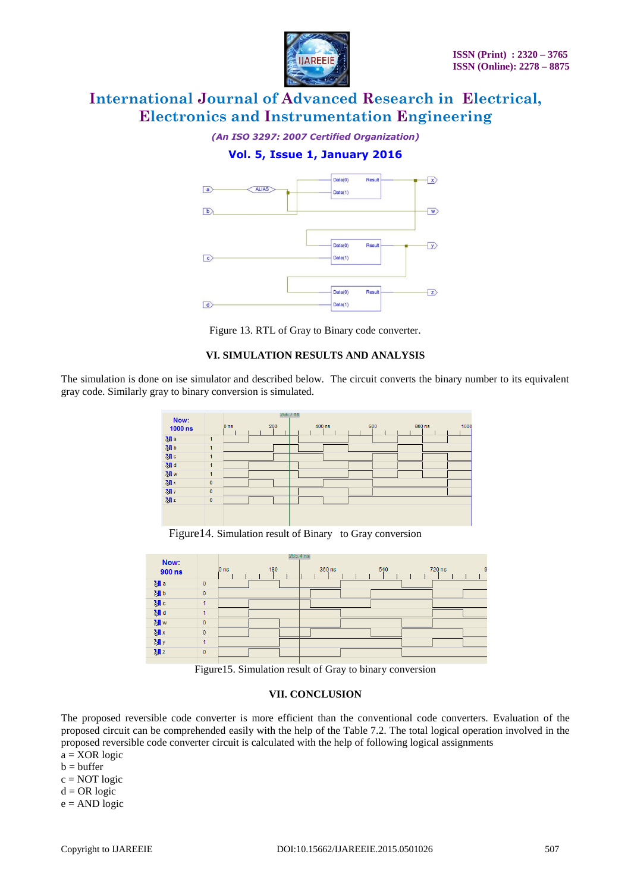Figure 13. RTL of Gray to Binary code converter.

## VI. SIMULATION RESULTS AND ANALYSIS

The simulation is done on ise simulator and described below. The circuit converts the binary number to its equivalent gray code. Similarly gray to binary conversion is simulated.

Figure14. Simulation result of Binary to Gray conversion

Figure15. Simulation result of Gray to binary conversion

## VII. CONCLUSION

The proposed reversible code converter is more efficient than the conventional code converters. Evaluation of the proposed circuit can be comprehended easily with the help of the Table 7.2. The total logical operation involved in the proposed reversible code converter circuit is calculated with the help of following logical assignments

a = XOR logic  
b = buffer  
c = NOT logic  
d = OR logic  
e = AND logic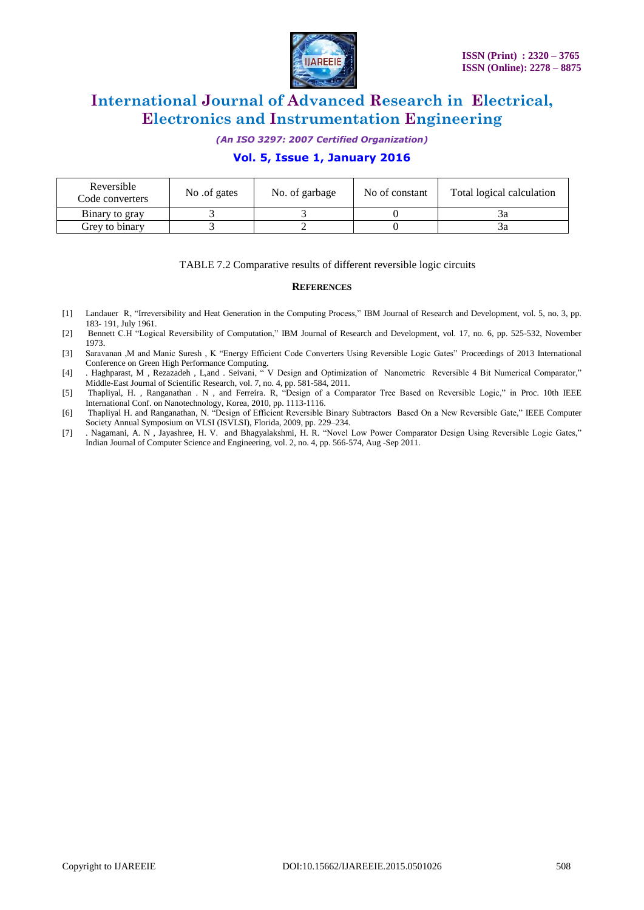| Reversible Code converters | No .of gates | No. of garbage | No of constant | Total logical calculation |
|---|---|---|---|---|
| Binary to gray | 3 | 3 | 0 | 3a |
| Grey to binary | 3 | 2 | 0 | 3a |

TABLE 7.2 Comparative results of different reversible logic circuits

## REFERENCES

[1] Landauer R, "Irreversibility and Heat Generation in the Computing Process," IBM Journal of Research and Development, vol. 5, no. 3, pp. 183- 191, July 1961.

[2] Bennett C.H "Logical Reversibility of Computation," IBM Journal of Research and Development, vol. 17, no. 6, pp. 525-532, November 1973.

[3] Saravanan ,M and Manic Suresh , K "Energy Efficient Code Converters Using Reversible Logic Gates" Proceedings of 2013 International Conference on Green High Performance Computing.

[4] . Haghparast, M , Rezazadeh , L,and . Seivani, " V Design and Optimization of Nanometric Reversible 4 Bit Numerical Comparator," Middle-East Journal of Scientific Research, vol. 7, no. 4, pp. 581-584, 2011.

[5] Thapliyal, H. , Ranganathan . N , and Ferreira. R, "Design of a Comparator Tree Based on Reversible Logic," in Proc. 10th IEEE International Conf. on Nanotechnology, Korea, 2010, pp. 1113-1116.

[6] Thapliyal H. and Ranganathan, N. "Design of Efficient Reversible Binary Subtractors Based On a New Reversible Gate," IEEE Computer Society Annual Symposium on VLSI (ISVLSI), Florida, 2009, pp. 229–234.

[7] . Nagamani, A. N , Jayashree, H. V. and Bhagyalakshmi, H. R. "Novel Low Power Comparator Design Using Reversible Logic Gates," Indian Journal of Computer Science and Engineering, vol. 2, no. 4, pp. 566-574, Aug -Sep 2011.